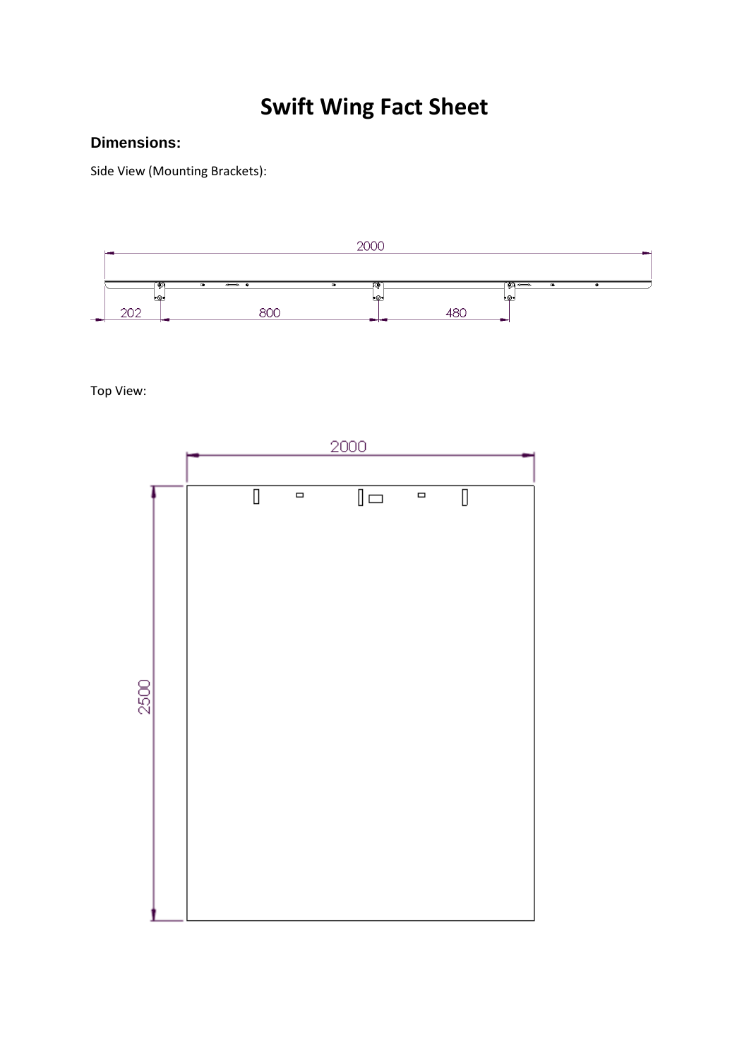# Swift Wing Fact Sheet

## Dimensions:

Side View (Mounting Brackets):

Top View: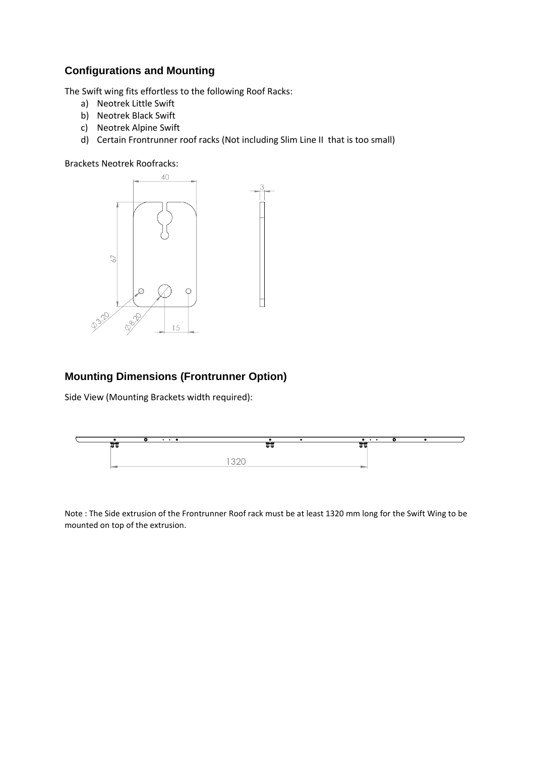## Configurations and Mounting

The Swift wing fits effortless to the following Roof Racks:

a) Neotrek Little Swift
b) Neotrek Black Swift
c) Neotrek Alpine Swift
d) Certain Frontrunner roof racks (Not including Slim Line II that is too small)

Brackets Neotrek Roofracks:

## Mounting Dimensions (Frontrunner Option)

Side View (Mounting Brackets width required):

Note : The Side extrusion of the Frontrunner Roof rack must be at least 1320 mm long for the Swift Wing to be mounted on top of the extrusion.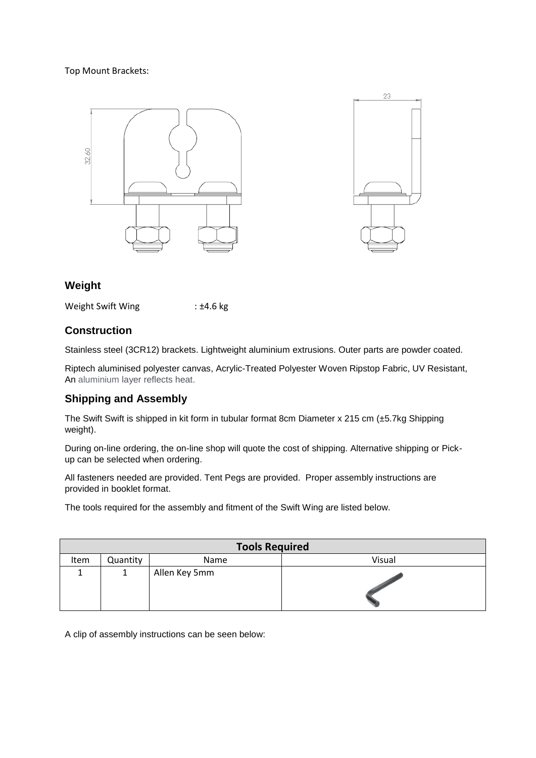Top Mount Brackets:

## Weight

Weight Swift Wing : ±4.6 kg

## Construction

Stainless steel (3CR12) brackets. Lightweight aluminium extrusions. Outer parts are powder coated.

Riptech aluminised polyester canvas, Acrylic-Treated Polyester Woven Ripstop Fabric, UV Resistant, An aluminium layer reflects heat.

## Shipping and Assembly

The Swift Swift is shipped in kit form in tubular format 8cm Diameter x 215 cm (±5.7kg Shipping weight).

During on-line ordering, the on-line shop will quote the cost of shipping. Alternative shipping or Pick-up can be selected when ordering.

All fasteners needed are provided. Tent Pegs are provided. Proper assembly instructions are provided in booklet format.

The tools required for the assembly and fitment of the Swift Wing are listed below.

| Tools Required | | | |
|---|---|---|---|
| Item | Quantity | Name | Visual |
| 1 | 1 | Allen Key 5mm | |

A clip of assembly instructions can be seen below: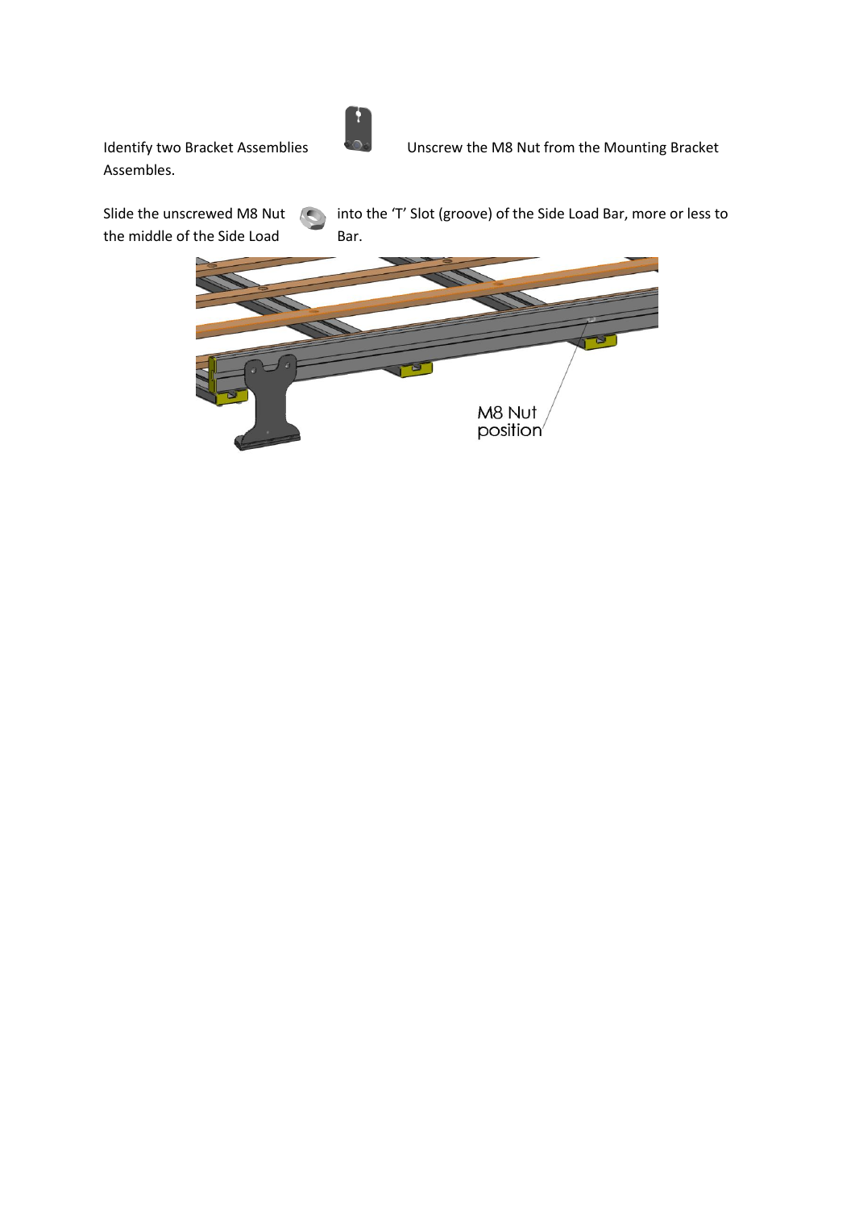Identify two Bracket Assemblies Unscrew the M8 Nut from the Mounting Bracket Assembles.

Slide the unscrewed M8 Nut into the 'T' Slot (groove) of the Side Load Bar, more or less to the middle of the Side Load Bar.

M8 Nut position